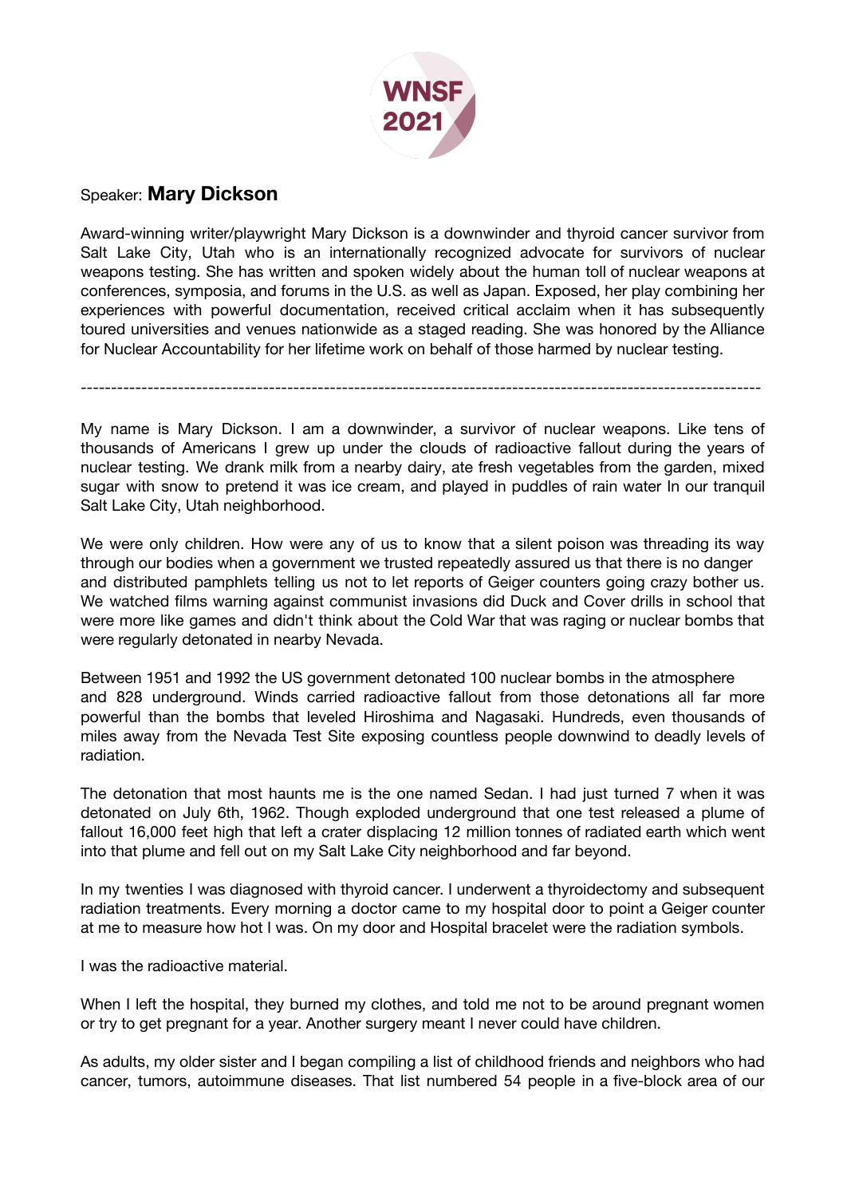WNSF 2021

Speaker: **Mary Dickson**

Award-winning writer/playwright Mary Dickson is a downwinder and thyroid cancer survivor from Salt Lake City, Utah who is an internationally recognized advocate for survivors of nuclear weapons testing. She has written and spoken widely about the human toll of nuclear weapons at conferences, symposia, and forums in the U.S. as well as Japan. Exposed, her play combining her experiences with powerful documentation, received critical acclaim when it has subsequently toured universities and venues nationwide as a staged reading. She was honored by the Alliance for Nuclear Accountability for her lifetime work on behalf of those harmed by nuclear testing.

---

My name is Mary Dickson. I am a downwinder, a survivor of nuclear weapons. Like tens of thousands of Americans I grew up under the clouds of radioactive fallout during the years of nuclear testing. We drank milk from a nearby dairy, ate fresh vegetables from the garden, mixed sugar with snow to pretend it was ice cream, and played in puddles of rain water In our tranquil Salt Lake City, Utah neighborhood.

We were only children. How were any of us to know that a silent poison was threading its way through our bodies when a government we trusted repeatedly assured us that there is no danger and distributed pamphlets telling us not to let reports of Geiger counters going crazy bother us. We watched films warning against communist invasions did Duck and Cover drills in school that were more like games and didn't think about the Cold War that was raging or nuclear bombs that were regularly detonated in nearby Nevada.

Between 1951 and 1992 the US government detonated 100 nuclear bombs in the atmosphere and 828 underground. Winds carried radioactive fallout from those detonations all far more powerful than the bombs that leveled Hiroshima and Nagasaki. Hundreds, even thousands of miles away from the Nevada Test Site exposing countless people downwind to deadly levels of radiation.

The detonation that most haunts me is the one named Sedan. I had just turned 7 when it was detonated on July 6th, 1962. Though exploded underground that one test released a plume of fallout 16,000 feet high that left a crater displacing 12 million tonnes of radiated earth which went into that plume and fell out on my Salt Lake City neighborhood and far beyond.

In my twenties I was diagnosed with thyroid cancer. I underwent a thyroidectomy and subsequent radiation treatments. Every morning a doctor came to my hospital door to point a Geiger counter at me to measure how hot I was. On my door and Hospital bracelet were the radiation symbols.

I was the radioactive material.

When I left the hospital, they burned my clothes, and told me not to be around pregnant women or try to get pregnant for a year. Another surgery meant I never could have children.

As adults, my older sister and I began compiling a list of childhood friends and neighbors who had cancer, tumors, autoimmune diseases. That list numbered 54 people in a five-block area of our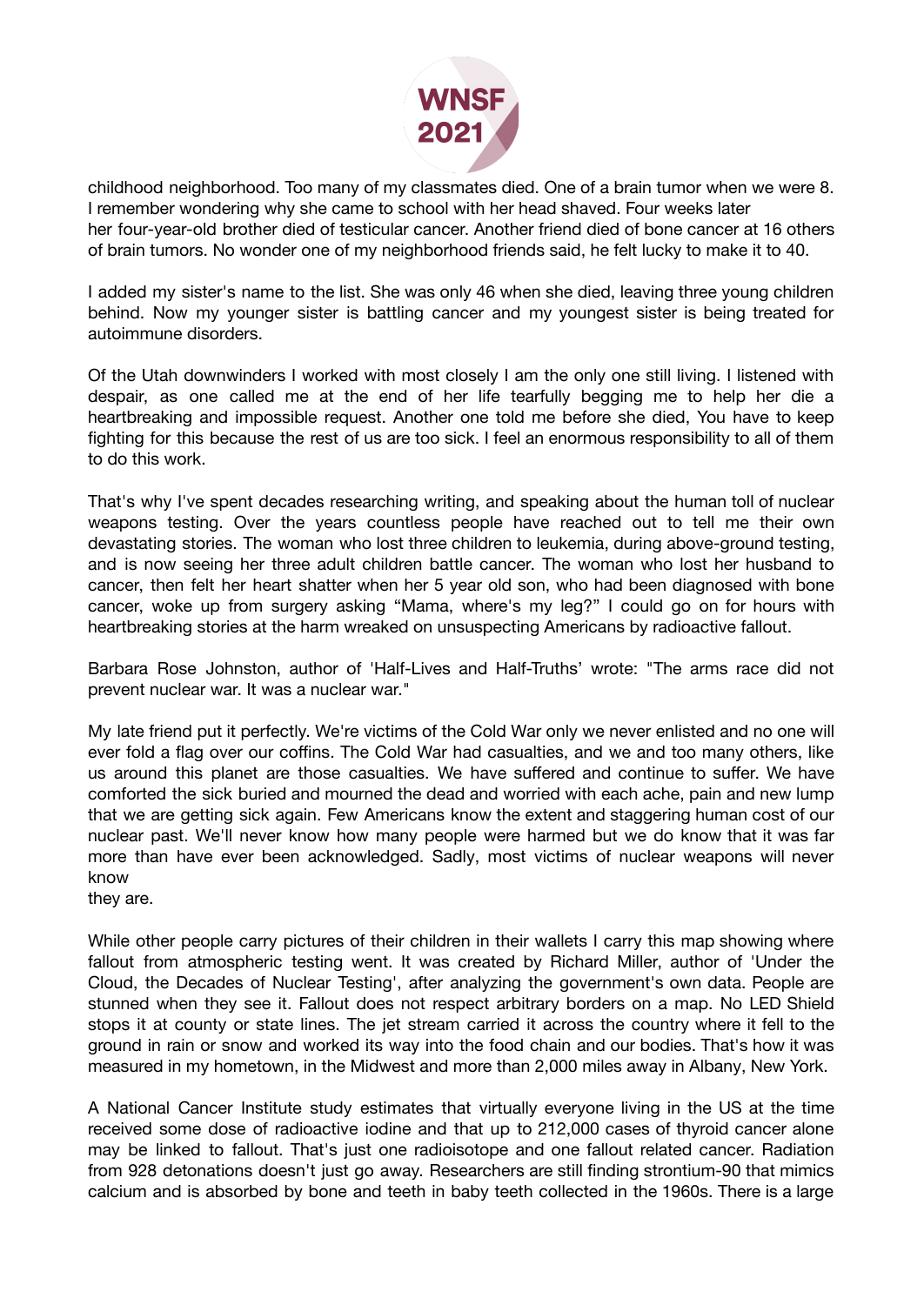childhood neighborhood. Too many of my classmates died. One of a brain tumor when we were 8. I remember wondering why she came to school with her head shaved. Four weeks later her four-year-old brother died of testicular cancer. Another friend died of bone cancer at 16 others of brain tumors. No wonder one of my neighborhood friends said, he felt lucky to make it to 40.

I added my sister's name to the list. She was only 46 when she died, leaving three young children behind. Now my younger sister is battling cancer and my youngest sister is being treated for autoimmune disorders.

Of the Utah downwinders I worked with most closely I am the only one still living. I listened with despair, as one called me at the end of her life tearfully begging me to help her die a heartbreaking and impossible request. Another one told me before she died, You have to keep fighting for this because the rest of us are too sick. I feel an enormous responsibility to all of them to do this work.

That's why I've spent decades researching writing, and speaking about the human toll of nuclear weapons testing. Over the years countless people have reached out to tell me their own devastating stories. The woman who lost three children to leukemia, during above-ground testing, and is now seeing her three adult children battle cancer. The woman who lost her husband to cancer, then felt her heart shatter when her 5 year old son, who had been diagnosed with bone cancer, woke up from surgery asking "Mama, where's my leg?" I could go on for hours with heartbreaking stories at the harm wreaked on unsuspecting Americans by radioactive fallout.

Barbara Rose Johnston, author of 'Half-Lives and Half-Truths' wrote: "The arms race did not prevent nuclear war. It was a nuclear war."

My late friend put it perfectly. We're victims of the Cold War only we never enlisted and no one will ever fold a flag over our coffins. The Cold War had casualties, and we and too many others, like us around this planet are those casualties. We have suffered and continue to suffer. We have comforted the sick buried and mourned the dead and worried with each ache, pain and new lump that we are getting sick again. Few Americans know the extent and staggering human cost of our nuclear past. We'll never know how many people were harmed but we do know that it was far more than have ever been acknowledged. Sadly, most victims of nuclear weapons will never know
they are.

While other people carry pictures of their children in their wallets I carry this map showing where fallout from atmospheric testing went. It was created by Richard Miller, author of 'Under the Cloud, the Decades of Nuclear Testing', after analyzing the government's own data. People are stunned when they see it. Fallout does not respect arbitrary borders on a map. No LED Shield stops it at county or state lines. The jet stream carried it across the country where it fell to the ground in rain or snow and worked its way into the food chain and our bodies. That's how it was measured in my hometown, in the Midwest and more than 2,000 miles away in Albany, New York.

A National Cancer Institute study estimates that virtually everyone living in the US at the time received some dose of radioactive iodine and that up to 212,000 cases of thyroid cancer alone may be linked to fallout. That's just one radioisotope and one fallout related cancer. Radiation from 928 detonations doesn't just go away. Researchers are still finding strontium-90 that mimics calcium and is absorbed by bone and teeth in baby teeth collected in the 1960s. There is a large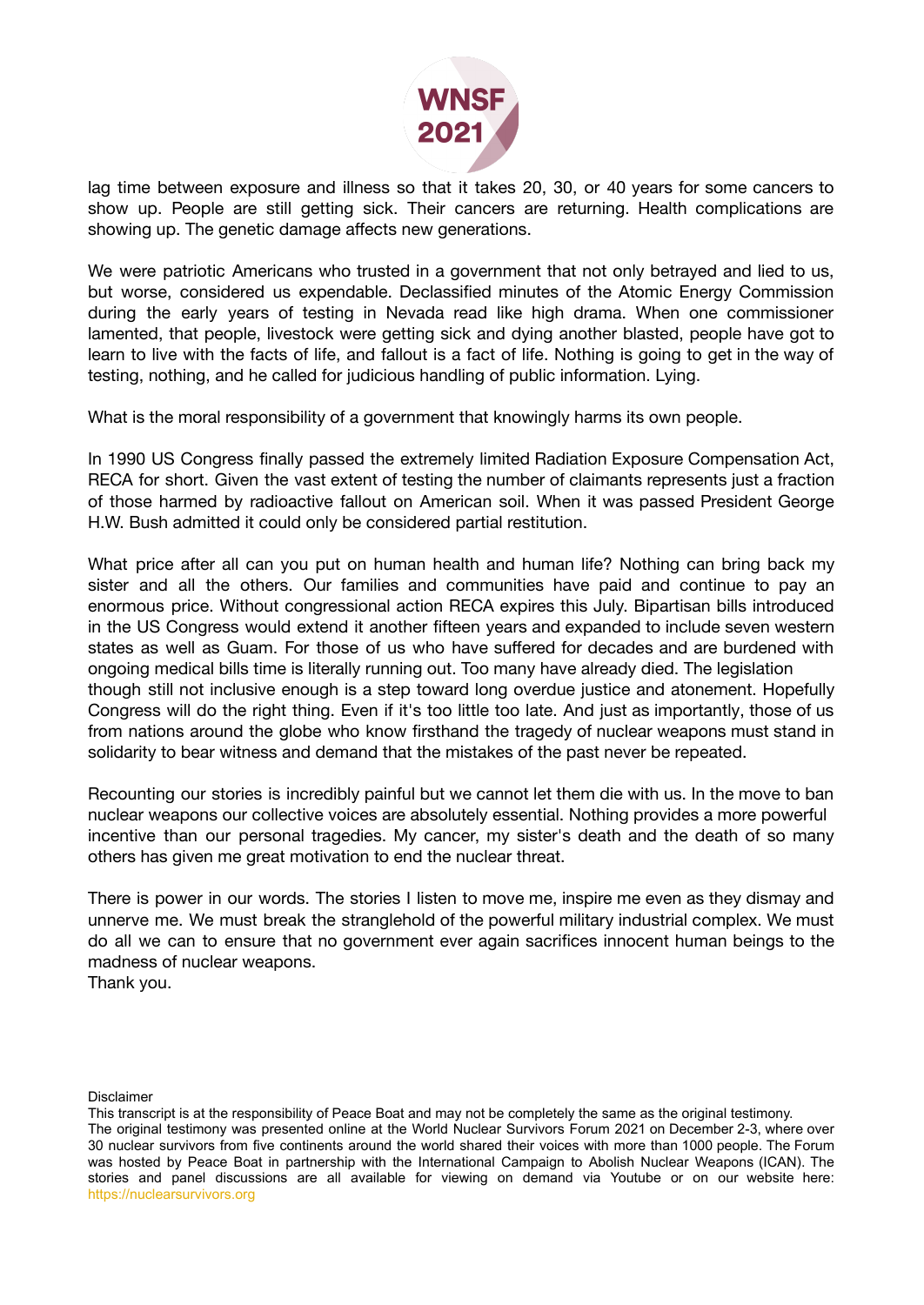lag time between exposure and illness so that it takes 20, 30, or 40 years for some cancers to show up. People are still getting sick. Their cancers are returning. Health complications are showing up. The genetic damage affects new generations.

We were patriotic Americans who trusted in a government that not only betrayed and lied to us, but worse, considered us expendable. Declassified minutes of the Atomic Energy Commission during the early years of testing in Nevada read like high drama. When one commissioner lamented, that people, livestock were getting sick and dying another blasted, people have got to learn to live with the facts of life, and fallout is a fact of life. Nothing is going to get in the way of testing, nothing, and he called for judicious handling of public information. Lying.

What is the moral responsibility of a government that knowingly harms its own people.

In 1990 US Congress finally passed the extremely limited Radiation Exposure Compensation Act, RECA for short. Given the vast extent of testing the number of claimants represents just a fraction of those harmed by radioactive fallout on American soil. When it was passed President George H.W. Bush admitted it could only be considered partial restitution.

What price after all can you put on human health and human life? Nothing can bring back my sister and all the others. Our families and communities have paid and continue to pay an enormous price. Without congressional action RECA expires this July. Bipartisan bills introduced in the US Congress would extend it another fifteen years and expanded to include seven western states as well as Guam. For those of us who have suffered for decades and are burdened with ongoing medical bills time is literally running out. Too many have already died. The legislation though still not inclusive enough is a step toward long overdue justice and atonement. Hopefully Congress will do the right thing. Even if it's too little too late. And just as importantly, those of us from nations around the globe who know firsthand the tragedy of nuclear weapons must stand in solidarity to bear witness and demand that the mistakes of the past never be repeated.

Recounting our stories is incredibly painful but we cannot let them die with us. In the move to ban nuclear weapons our collective voices are absolutely essential. Nothing provides a more powerful incentive than our personal tragedies. My cancer, my sister's death and the death of so many others has given me great motivation to end the nuclear threat.

There is power in our words. The stories I listen to move me, inspire me even as they dismay and unnerve me. We must break the stranglehold of the powerful military industrial complex. We must do all we can to ensure that no government ever again sacrifices innocent human beings to the madness of nuclear weapons.
Thank you.

Disclaimer
This transcript is at the responsibility of Peace Boat and may not be completely the same as the original testimony.
The original testimony was presented online at the World Nuclear Survivors Forum 2021 on December 2-3, where over 30 nuclear survivors from five continents around the world shared their voices with more than 1000 people. The Forum was hosted by Peace Boat in partnership with the International Campaign to Abolish Nuclear Weapons (ICAN). The stories and panel discussions are all available for viewing on demand via Youtube or on our website here: https://nuclearsurvivors.org